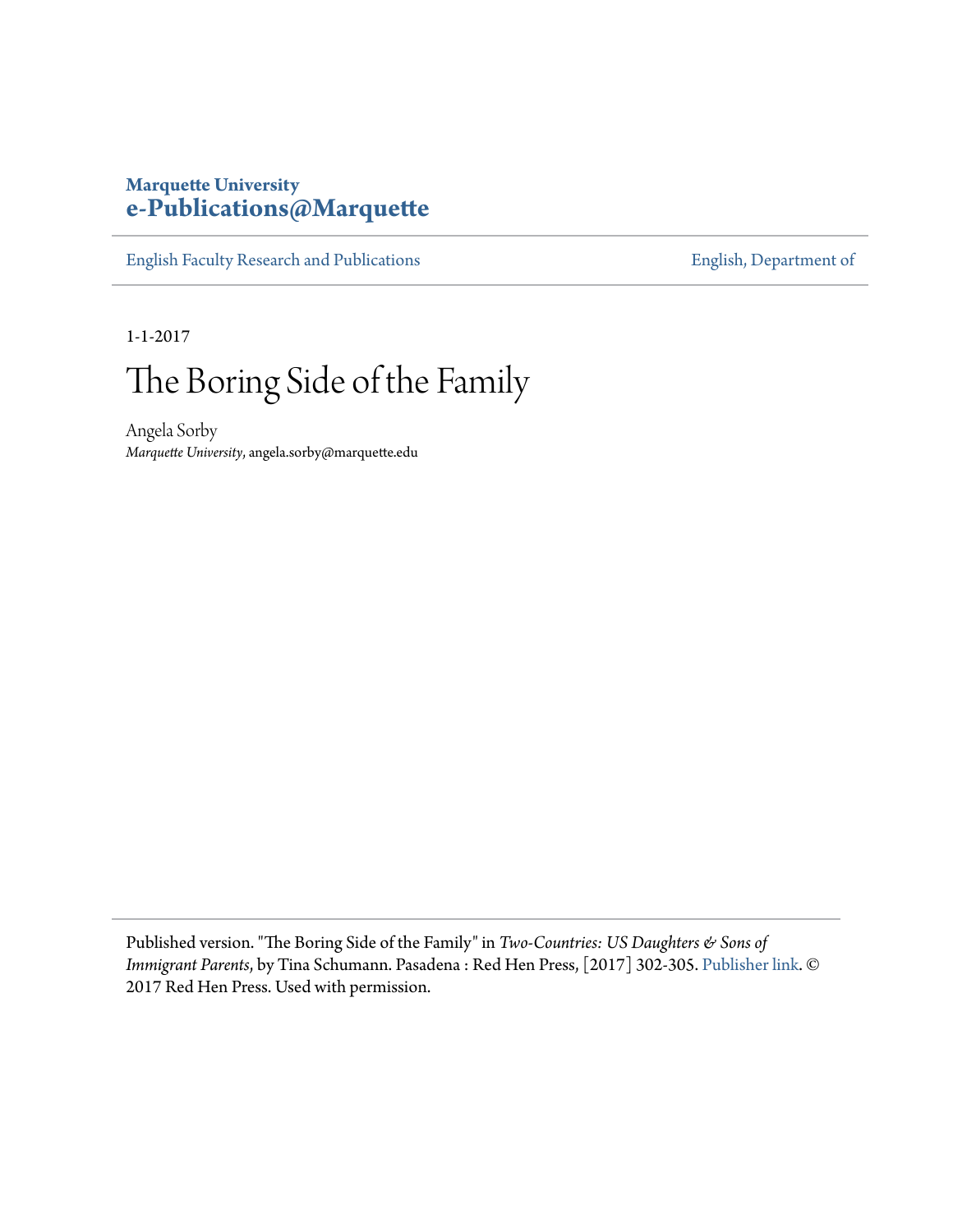**Marquette University**
**e-Publications@Marquette**

English Faculty Research and Publications | English, Department of

1-1-2017

# The Boring Side of the Family

Angela Sorby
*Marquette University*, angela.sorby@marquette.edu

Published version. "The Boring Side of the Family" in *Two-Countries: US Daughters & Sons of Immigrant Parents*, by Tina Schumann. Pasadena : Red Hen Press, [2017] 302-305. Publisher link. © 2017 Red Hen Press. Used with permission.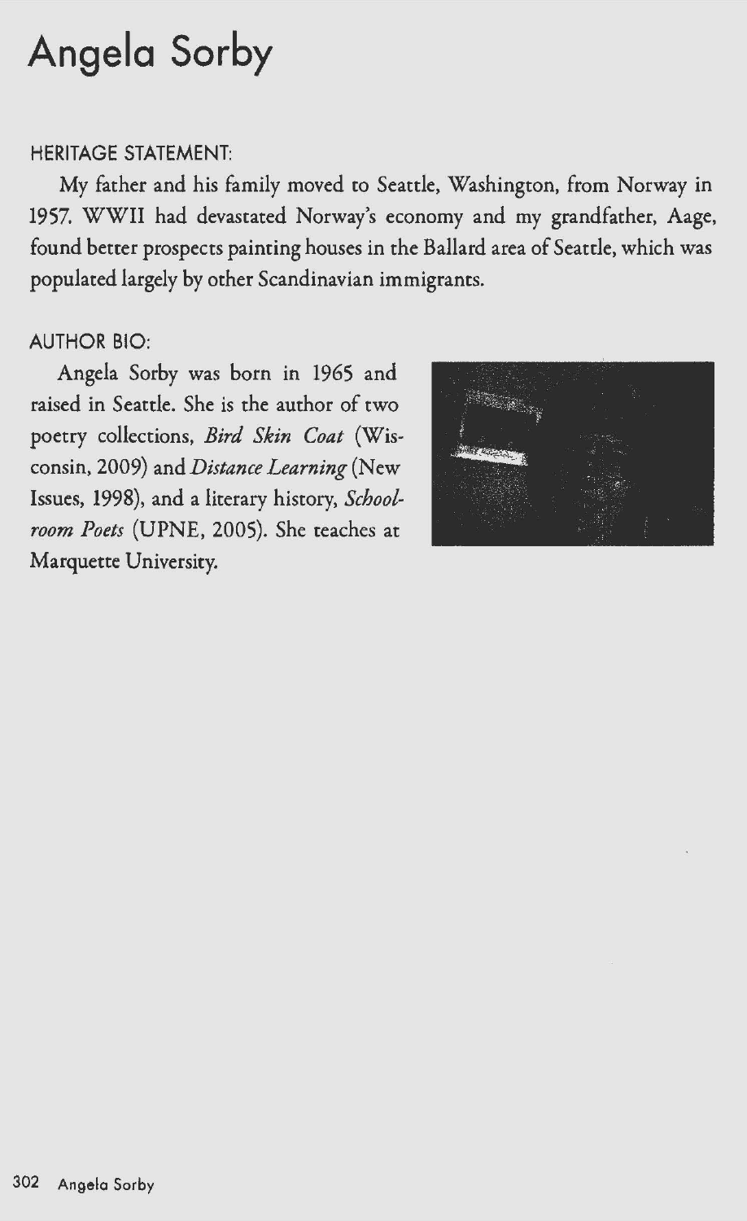# Angela Sorby

HERITAGE STATEMENT:

My father and his family moved to Seattle, Washington, from Norway in 1957. WWII had devastated Norway's economy and my grandfather, Aage, found better prospects painting houses in the Ballard area of Seattle, which was populated largely by other Scandinavian immigrants.

AUTHOR BIO:

Angela Sorby was born in 1965 and raised in Seattle. She is the author of two poetry collections, *Bird Skin Coat* (Wisconsin, 2009) and *Distance Learning* (New Issues, 1998), and a literary history, *Schoolroom Poets* (UPNE, 2005). She teaches at Marquette University.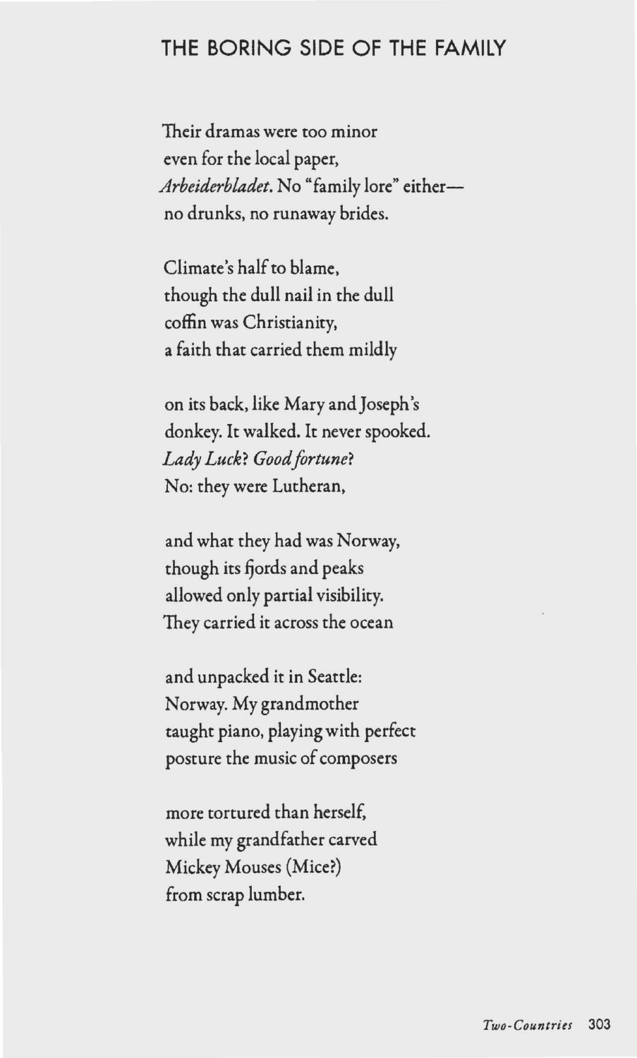## THE BORING SIDE OF THE FAMILY

Their dramas were too minor  
even for the local paper,  
*Arbeiderbladet*. No "family lore" either—  
no drunks, no runaway brides.

Climate's half to blame,  
though the dull nail in the dull  
coffin was Christianity,  
a faith that carried them mildly

on its back, like Mary and Joseph's  
donkey. It walked. It never spooked.  
*Lady Luck*? *Good fortune*?  
No: they were Lutheran,

and what they had was Norway,  
though its fjords and peaks  
allowed only partial visibility.  
They carried it across the ocean

and unpacked it in Seattle:  
Norway. My grandmother  
taught piano, playing with perfect  
posture the music of composers

more tortured than herself,  
while my grandfather carved  
Mickey Mouses (Mice?)  
from scrap lumber.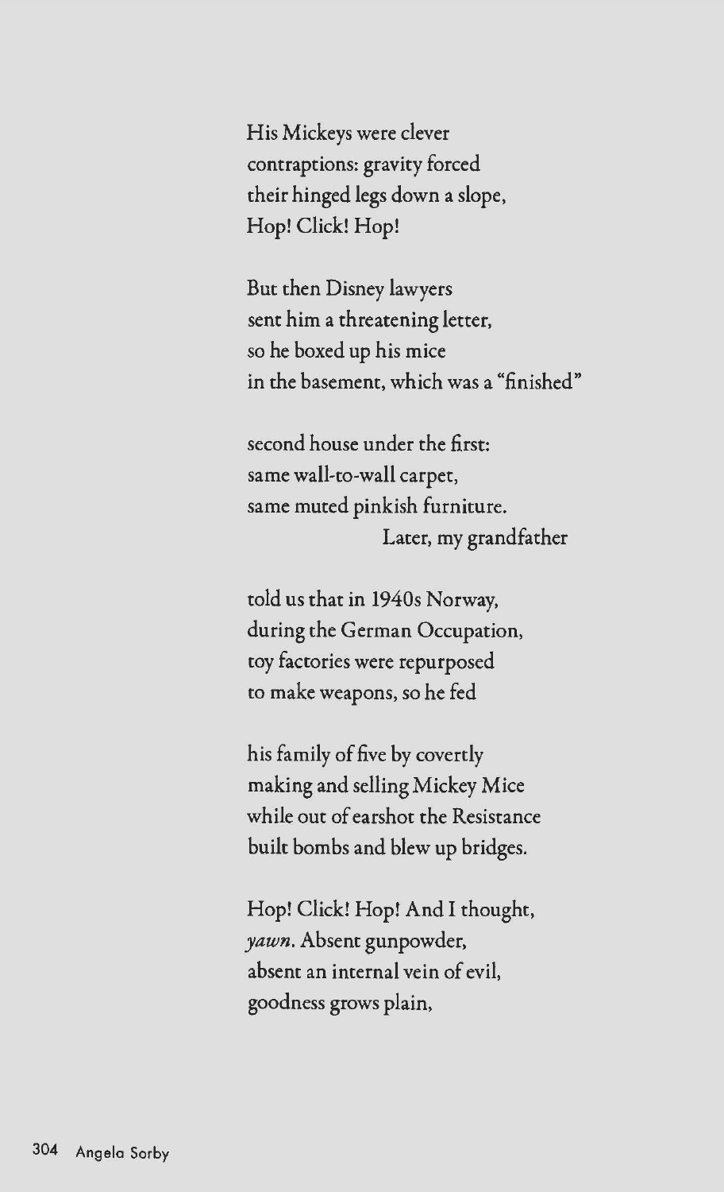His Mickeys were clever  
contraptions: gravity forced  
their hinged legs down a slope,  
Hop! Click! Hop!

But then Disney lawyers  
sent him a threatening letter,  
so he boxed up his mice  
in the basement, which was a "finished"

second house under the first:  
same wall-to-wall carpet,  
same muted pinkish furniture.  
                    Later, my grandfather

told us that in 1940s Norway,  
during the German Occupation,  
toy factories were repurposed  
to make weapons, so he fed

his family of five by covertly  
making and selling Mickey Mice  
while out of earshot the Resistance  
built bombs and blew up bridges.

Hop! Click! Hop! And I thought,  
*yawn*. Absent gunpowder,  
absent an internal vein of evil,  
goodness grows plain,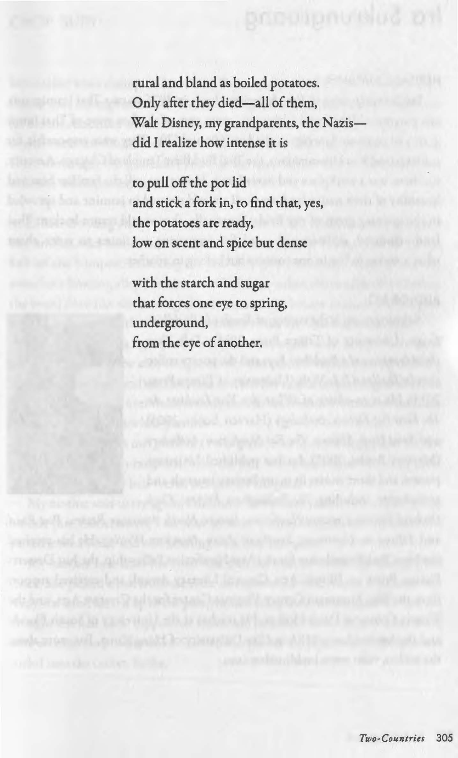rural and bland as boiled potatoes.
Only after they died—all of them,
Walt Disney, my grandparents, the Nazis—

did I realize how intense it is

to pull off the pot lid
and stick a fork in, to find that, yes,
the potatoes are ready,
low on scent and spice but dense

with the starch and sugar
that forces one eye to spring,
underground,
from the eye of another.